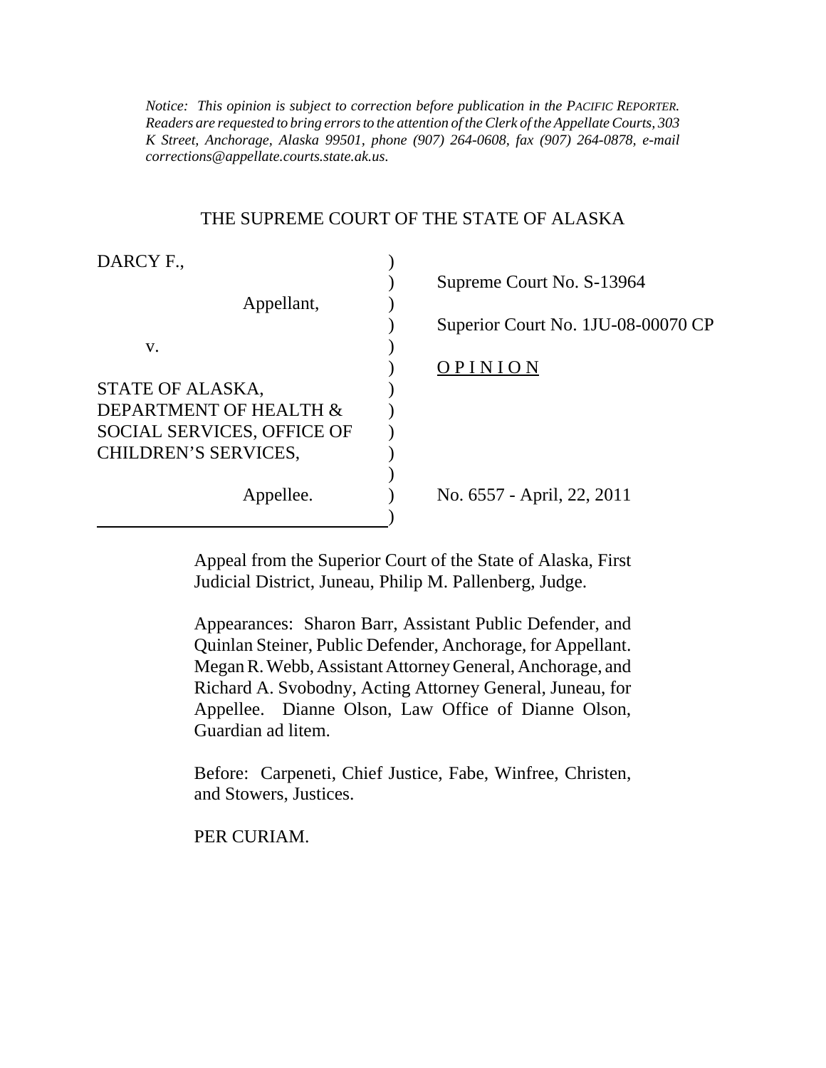*Notice: This opinion is subject to correction before publication in the PACIFIC REPORTER. Readers are requested to bring errors to the attention of the Clerk of the Appellate Courts, 303 K Street, Anchorage, Alaska 99501, phone (907) 264-0608, fax (907) 264-0878, e-mail corrections@appellate.courts.state.ak.us.*

THE SUPREME COURT OF THE STATE OF ALASKA

| | |
|---|---|
| DARCY F., | Supreme Court No. S-13964 |
| Appellant, | Superior Court No. 1JU-08-00070 CP |
| v. | OPINION |
| STATE OF ALASKA, DEPARTMENT OF HEALTH & SOCIAL SERVICES, OFFICE OF CHILDREN'S SERVICES, | |
| Appellee. | No. 6557 - April, 22, 2011 |

Appeal from the Superior Court of the State of Alaska, First Judicial District, Juneau, Philip M. Pallenberg, Judge.

Appearances: Sharon Barr, Assistant Public Defender, and Quinlan Steiner, Public Defender, Anchorage, for Appellant. Megan R. Webb, Assistant Attorney General, Anchorage, and Richard A. Svobodny, Acting Attorney General, Juneau, for Appellee. Dianne Olson, Law Office of Dianne Olson, Guardian ad litem.

Before: Carpeneti, Chief Justice, Fabe, Winfree, Christen, and Stowers, Justices.

PER CURIAM.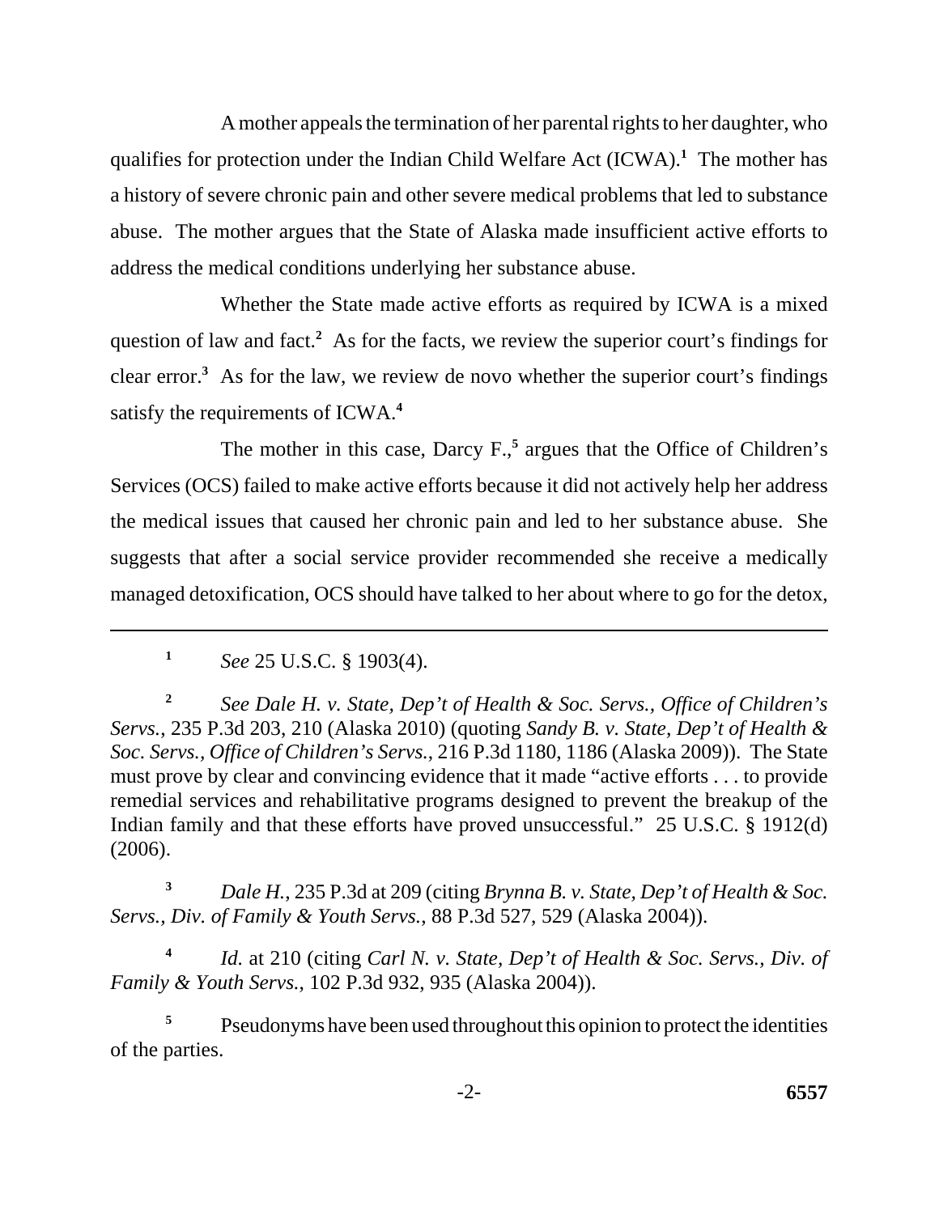A mother appeals the termination of her parental rights to her daughter, who qualifies for protection under the Indian Child Welfare Act (ICWA).[1] The mother has a history of severe chronic pain and other severe medical problems that led to substance abuse. The mother argues that the State of Alaska made insufficient active efforts to address the medical conditions underlying her substance abuse.

Whether the State made active efforts as required by ICWA is a mixed question of law and fact.[2] As for the facts, we review the superior court's findings for clear error.[3] As for the law, we review de novo whether the superior court's findings satisfy the requirements of ICWA.[4]

The mother in this case, Darcy F.,[5] argues that the Office of Children's Services (OCS) failed to make active efforts because it did not actively help her address the medical issues that caused her chronic pain and led to her substance abuse. She suggests that after a social service provider recommended she receive a medically managed detoxification, OCS should have talked to her about where to go for the detox,

---

[1] *See* 25 U.S.C. § 1903(4).

[2] *See Dale H. v. State, Dep't of Health & Soc. Servs., Office of Children's Servs.*, 235 P.3d 203, 210 (Alaska 2010) (quoting *Sandy B. v. State, Dep't of Health & Soc. Servs., Office of Children's Servs.*, 216 P.3d 1180, 1186 (Alaska 2009)). The State must prove by clear and convincing evidence that it made "active efforts . . . to provide remedial services and rehabilitative programs designed to prevent the breakup of the Indian family and that these efforts have proved unsuccessful." 25 U.S.C. § 1912(d) (2006).

[3] *Dale H.*, 235 P.3d at 209 (citing *Brynna B. v. State, Dep't of Health & Soc. Servs., Div. of Family & Youth Servs.*, 88 P.3d 527, 529 (Alaska 2004)).

[4] *Id.* at 210 (citing *Carl N. v. State, Dep't of Health & Soc. Servs., Div. of Family & Youth Servs.*, 102 P.3d 932, 935 (Alaska 2004)).

[5] Pseudonyms have been used throughout this opinion to protect the identities of the parties.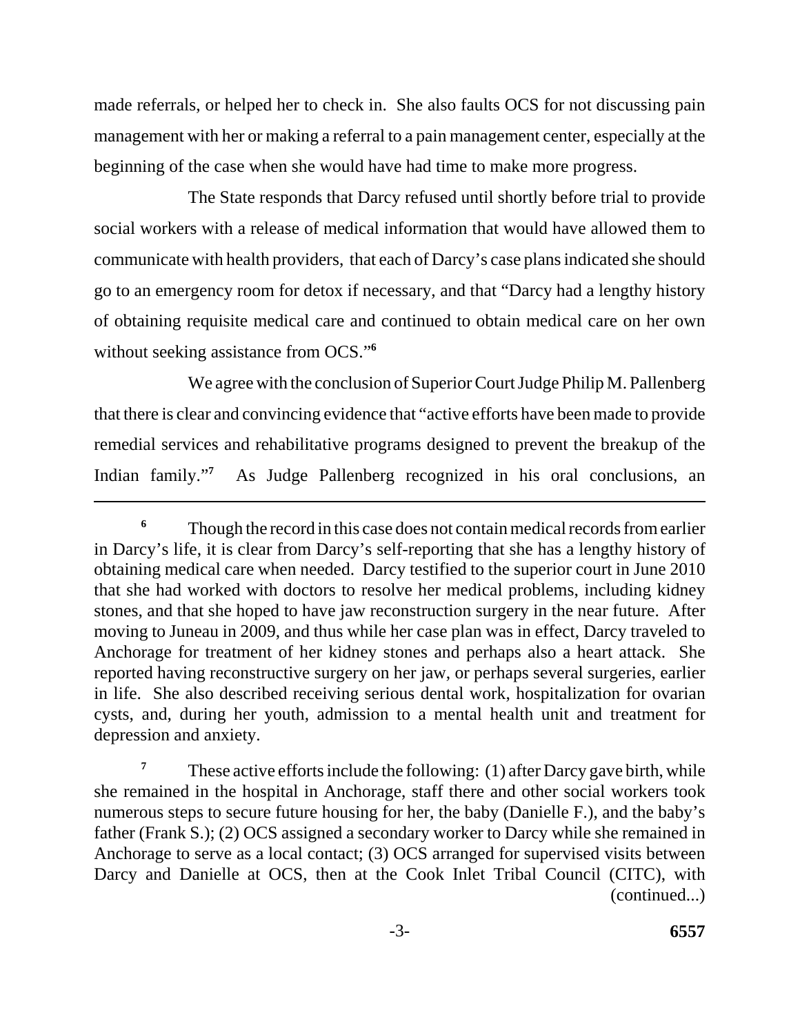made referrals, or helped her to check in. She also faults OCS for not discussing pain management with her or making a referral to a pain management center, especially at the beginning of the case when she would have had time to make more progress.

The State responds that Darcy refused until shortly before trial to provide social workers with a release of medical information that would have allowed them to communicate with health providers, that each of Darcy's case plans indicated she should go to an emergency room for detox if necessary, and that "Darcy had a lengthy history of obtaining requisite medical care and continued to obtain medical care on her own without seeking assistance from OCS."[6]

We agree with the conclusion of Superior Court Judge Philip M. Pallenberg that there is clear and convincing evidence that "active efforts have been made to provide remedial services and rehabilitative programs designed to prevent the breakup of the Indian family."[7] As Judge Pallenberg recognized in his oral conclusions, an

---

[6] Though the record in this case does not contain medical records from earlier in Darcy's life, it is clear from Darcy's self-reporting that she has a lengthy history of obtaining medical care when needed. Darcy testified to the superior court in June 2010 that she had worked with doctors to resolve her medical problems, including kidney stones, and that she hoped to have jaw reconstruction surgery in the near future. After moving to Juneau in 2009, and thus while her case plan was in effect, Darcy traveled to Anchorage for treatment of her kidney stones and perhaps also a heart attack. She reported having reconstructive surgery on her jaw, or perhaps several surgeries, earlier in life. She also described receiving serious dental work, hospitalization for ovarian cysts, and, during her youth, admission to a mental health unit and treatment for depression and anxiety.

[7] These active efforts include the following: (1) after Darcy gave birth, while she remained in the hospital in Anchorage, staff there and other social workers took numerous steps to secure future housing for her, the baby (Danielle F.), and the baby's father (Frank S.); (2) OCS assigned a secondary worker to Darcy while she remained in Anchorage to serve as a local contact; (3) OCS arranged for supervised visits between Darcy and Danielle at OCS, then at the Cook Inlet Tribal Council (CITC), with (continued...)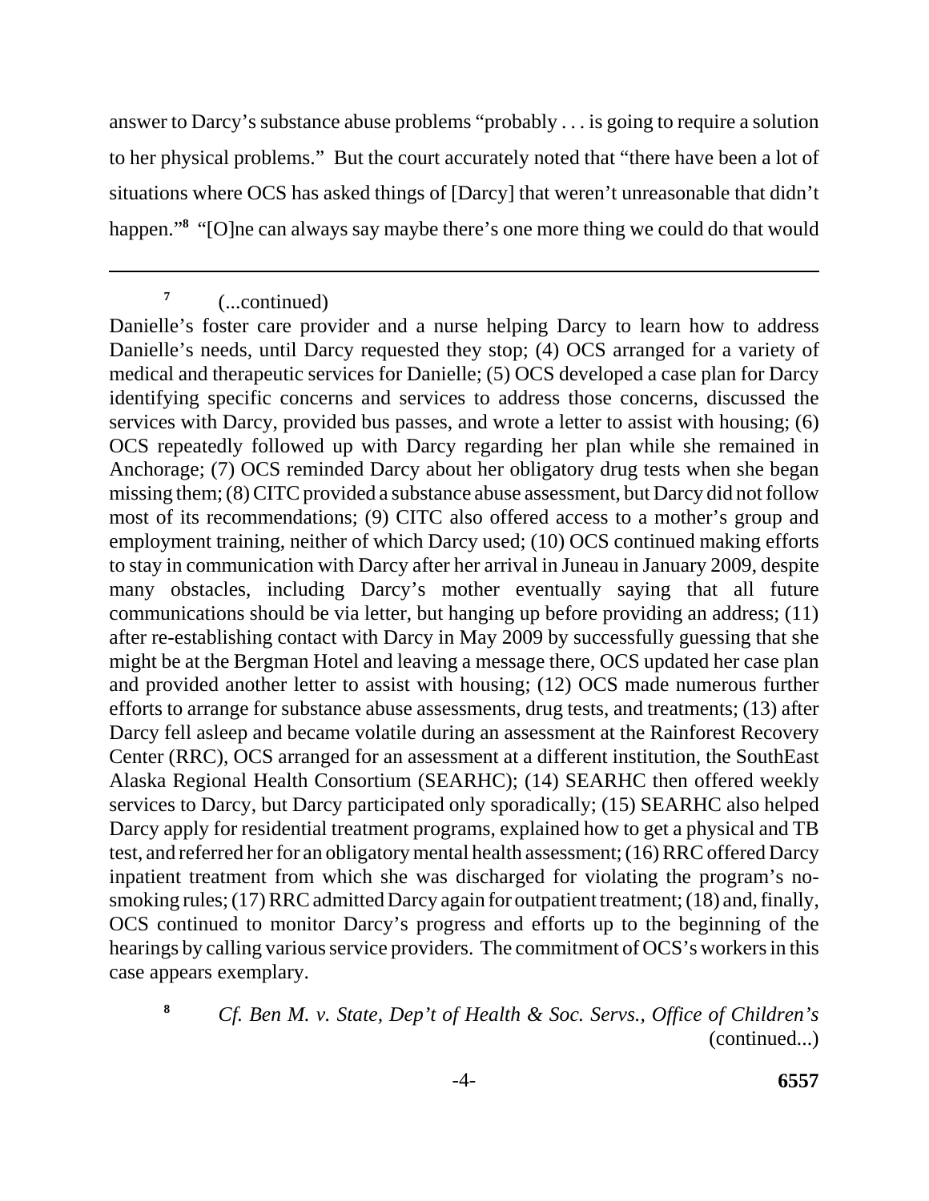answer to Darcy's substance abuse problems "probably . . . is going to require a solution to her physical problems." But the court accurately noted that "there have been a lot of situations where OCS has asked things of [Darcy] that weren't unreasonable that didn't happen."[8] "[O]ne can always say maybe there's one more thing we could do that would

---

[7] (...continued)

Danielle's foster care provider and a nurse helping Darcy to learn how to address Danielle's needs, until Darcy requested they stop; (4) OCS arranged for a variety of medical and therapeutic services for Danielle; (5) OCS developed a case plan for Darcy identifying specific concerns and services to address those concerns, discussed the services with Darcy, provided bus passes, and wrote a letter to assist with housing; (6) OCS repeatedly followed up with Darcy regarding her plan while she remained in Anchorage; (7) OCS reminded Darcy about her obligatory drug tests when she began missing them; (8) CITC provided a substance abuse assessment, but Darcy did not follow most of its recommendations; (9) CITC also offered access to a mother's group and employment training, neither of which Darcy used; (10) OCS continued making efforts to stay in communication with Darcy after her arrival in Juneau in January 2009, despite many obstacles, including Darcy's mother eventually saying that all future communications should be via letter, but hanging up before providing an address; (11) after re-establishing contact with Darcy in May 2009 by successfully guessing that she might be at the Bergman Hotel and leaving a message there, OCS updated her case plan and provided another letter to assist with housing; (12) OCS made numerous further efforts to arrange for substance abuse assessments, drug tests, and treatments; (13) after Darcy fell asleep and became volatile during an assessment at the Rainforest Recovery Center (RRC), OCS arranged for an assessment at a different institution, the SouthEast Alaska Regional Health Consortium (SEARHC); (14) SEARHC then offered weekly services to Darcy, but Darcy participated only sporadically; (15) SEARHC also helped Darcy apply for residential treatment programs, explained how to get a physical and TB test, and referred her for an obligatory mental health assessment; (16) RRC offered Darcy inpatient treatment from which she was discharged for violating the program's no-smoking rules; (17) RRC admitted Darcy again for outpatient treatment; (18) and, finally, OCS continued to monitor Darcy's progress and efforts up to the beginning of the hearings by calling various service providers. The commitment of OCS's workers in this case appears exemplary.

[8] *Cf. Ben M. v. State, Dep't of Health & Soc. Servs., Office of Children's* (continued...)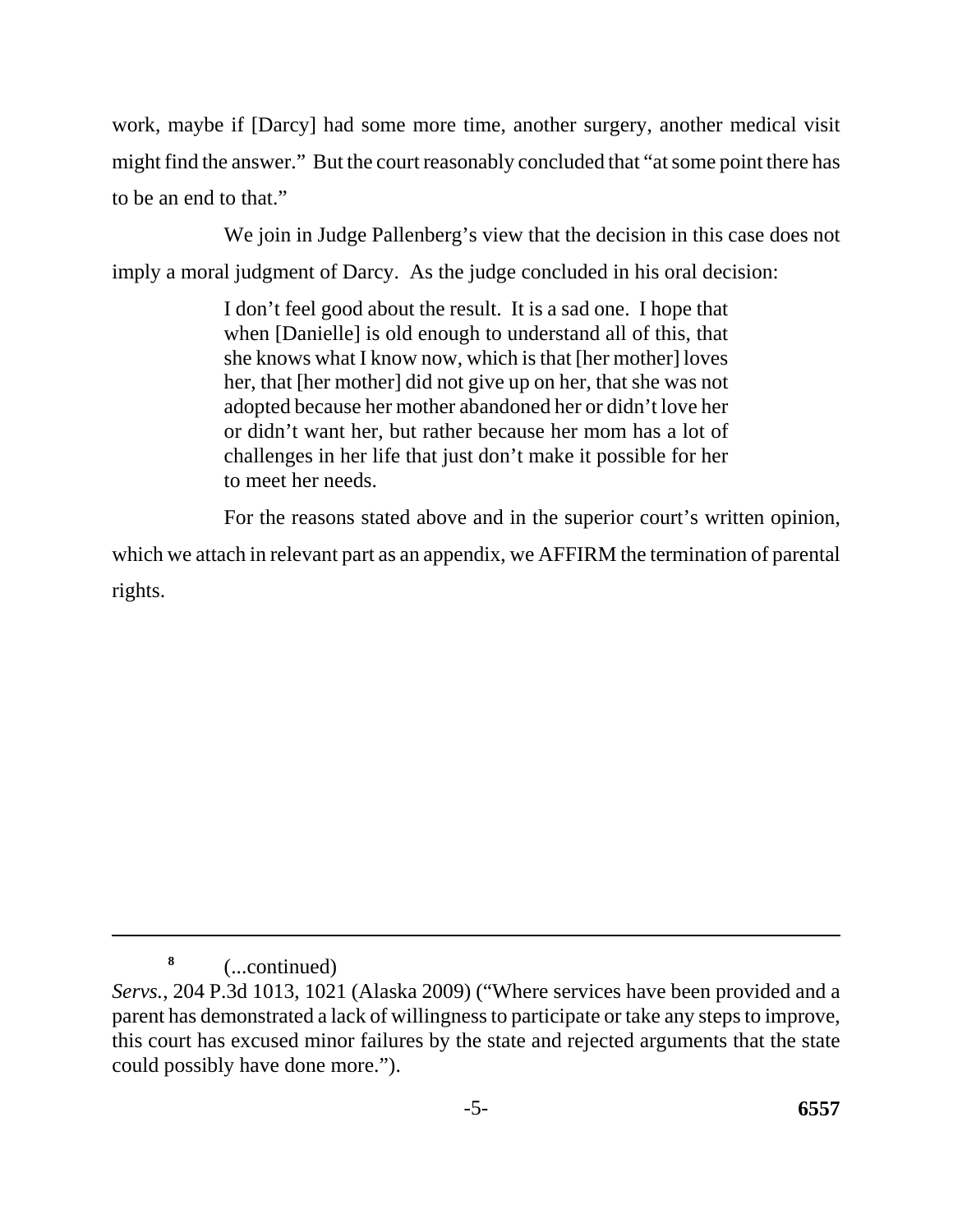work, maybe if [Darcy] had some more time, another surgery, another medical visit might find the answer." But the court reasonably concluded that "at some point there has to be an end to that."

We join in Judge Pallenberg's view that the decision in this case does not imply a moral judgment of Darcy. As the judge concluded in his oral decision:

> I don't feel good about the result. It is a sad one. I hope that when [Danielle] is old enough to understand all of this, that she knows what I know now, which is that [her mother] loves her, that [her mother] did not give up on her, that she was not adopted because her mother abandoned her or didn't love her or didn't want her, but rather because her mom has a lot of challenges in her life that just don't make it possible for her to meet her needs.

For the reasons stated above and in the superior court's written opinion, which we attach in relevant part as an appendix, we AFFIRM the termination of parental rights.

---

[8] (...continued)
*Servs.*, 204 P.3d 1013, 1021 (Alaska 2009) ("Where services have been provided and a parent has demonstrated a lack of willingness to participate or take any steps to improve, this court has excused minor failures by the state and rejected arguments that the state could possibly have done more.").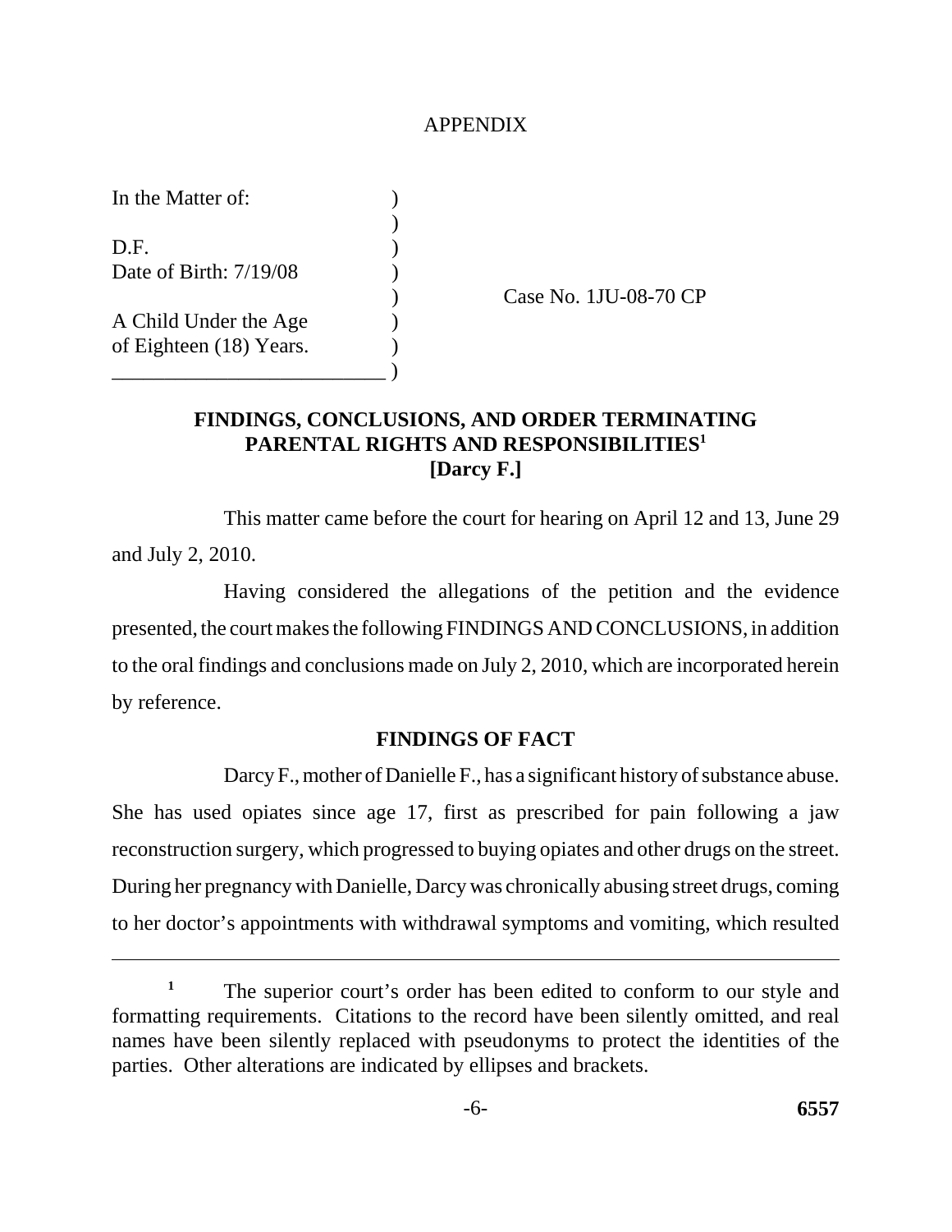APPENDIX

In the Matter of:

D.F.
Date of Birth: 7/19/08

A Child Under the Age of Eighteen (18) Years.

Case No. 1JU-08-70 CP

**FINDINGS, CONCLUSIONS, AND ORDER TERMINATING PARENTAL RIGHTS AND RESPONSIBILITIES[1]**
**[Darcy F.]**

This matter came before the court for hearing on April 12 and 13, June 29 and July 2, 2010.

Having considered the allegations of the petition and the evidence presented, the court makes the following FINDINGS AND CONCLUSIONS, in addition to the oral findings and conclusions made on July 2, 2010, which are incorporated herein by reference.

**FINDINGS OF FACT**

Darcy F., mother of Danielle F., has a significant history of substance abuse. She has used opiates since age 17, first as prescribed for pain following a jaw reconstruction surgery, which progressed to buying opiates and other drugs on the street. During her pregnancy with Danielle, Darcy was chronically abusing street drugs, coming to her doctor's appointments with withdrawal symptoms and vomiting, which resulted

[1] The superior court's order has been edited to conform to our style and formatting requirements. Citations to the record have been silently omitted, and real names have been silently replaced with pseudonyms to protect the identities of the parties. Other alterations are indicated by ellipses and brackets.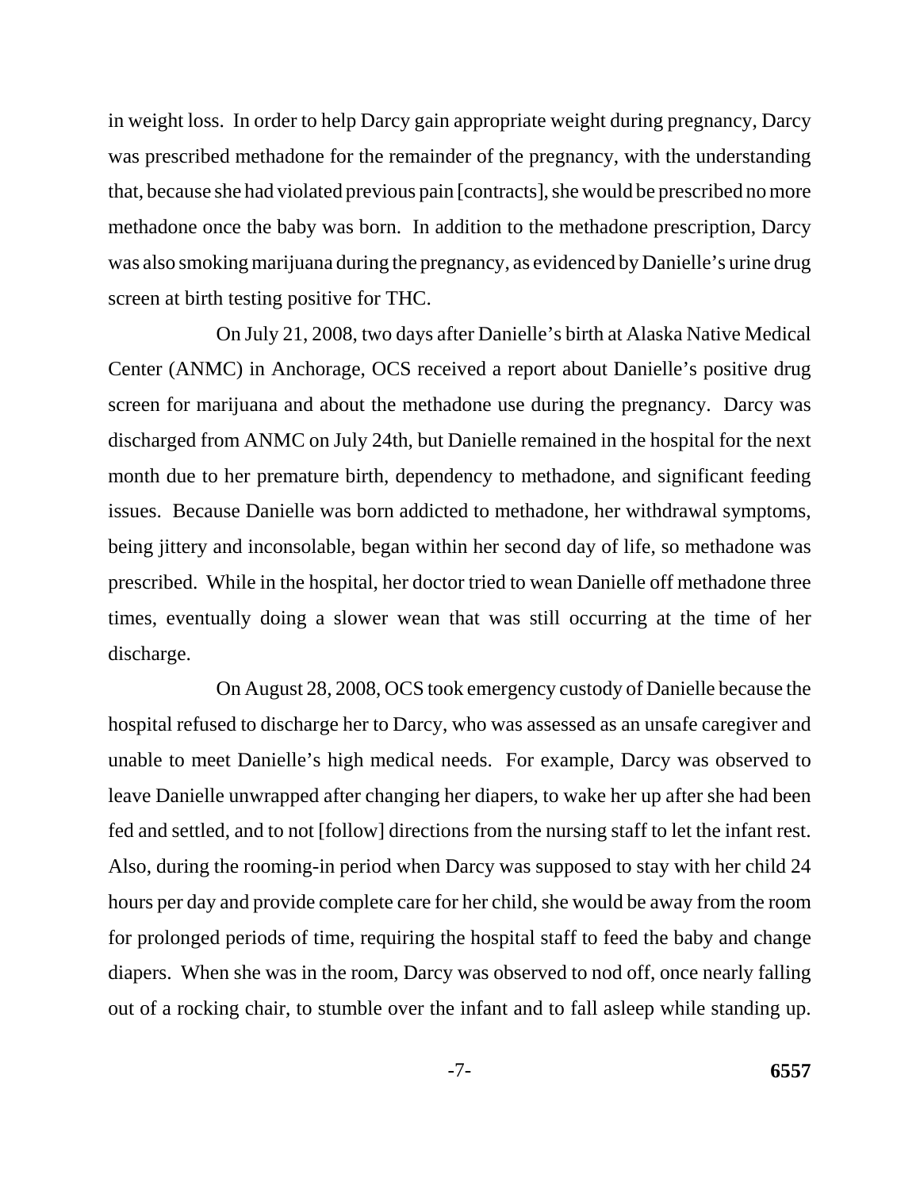in weight loss. In order to help Darcy gain appropriate weight during pregnancy, Darcy was prescribed methadone for the remainder of the pregnancy, with the understanding that, because she had violated previous pain [contracts], she would be prescribed no more methadone once the baby was born. In addition to the methadone prescription, Darcy was also smoking marijuana during the pregnancy, as evidenced by Danielle's urine drug screen at birth testing positive for THC.

On July 21, 2008, two days after Danielle's birth at Alaska Native Medical Center (ANMC) in Anchorage, OCS received a report about Danielle's positive drug screen for marijuana and about the methadone use during the pregnancy. Darcy was discharged from ANMC on July 24th, but Danielle remained in the hospital for the next month due to her premature birth, dependency to methadone, and significant feeding issues. Because Danielle was born addicted to methadone, her withdrawal symptoms, being jittery and inconsolable, began within her second day of life, so methadone was prescribed. While in the hospital, her doctor tried to wean Danielle off methadone three times, eventually doing a slower wean that was still occurring at the time of her discharge.

On August 28, 2008, OCS took emergency custody of Danielle because the hospital refused to discharge her to Darcy, who was assessed as an unsafe caregiver and unable to meet Danielle's high medical needs. For example, Darcy was observed to leave Danielle unwrapped after changing her diapers, to wake her up after she had been fed and settled, and to not [follow] directions from the nursing staff to let the infant rest. Also, during the rooming-in period when Darcy was supposed to stay with her child 24 hours per day and provide complete care for her child, she would be away from the room for prolonged periods of time, requiring the hospital staff to feed the baby and change diapers. When she was in the room, Darcy was observed to nod off, once nearly falling out of a rocking chair, to stumble over the infant and to fall asleep while standing up.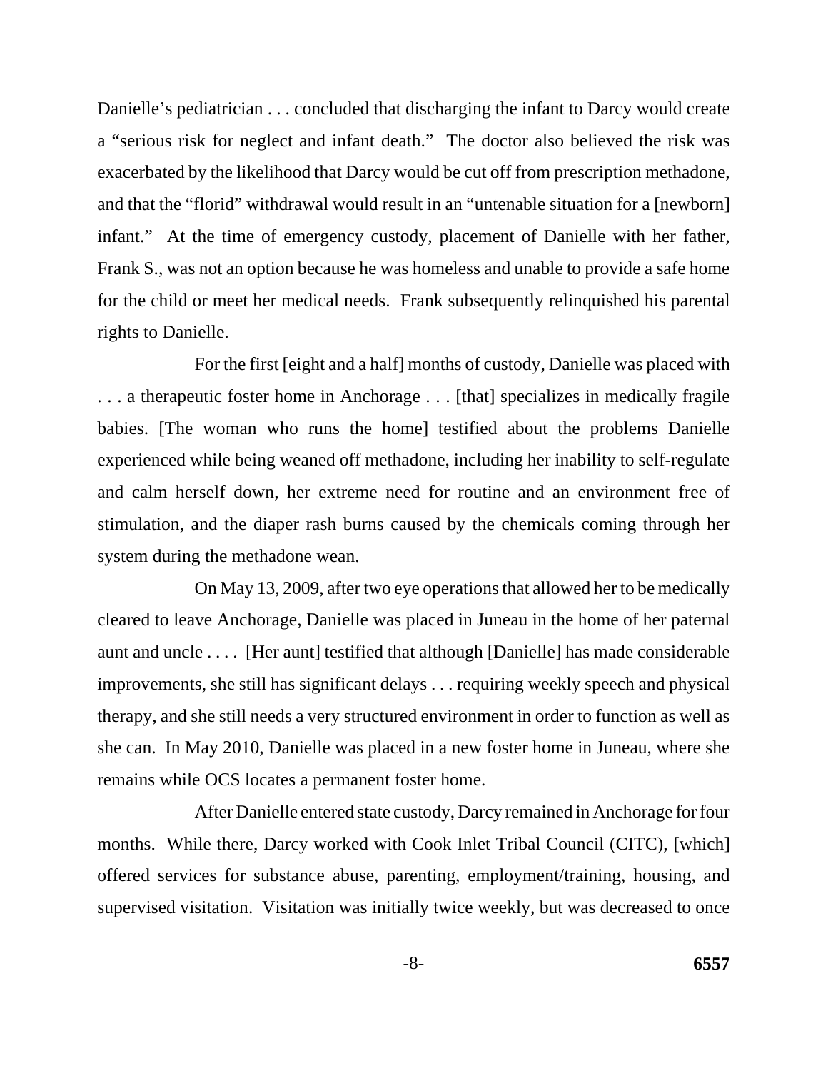Danielle's pediatrician . . . concluded that discharging the infant to Darcy would create a "serious risk for neglect and infant death." The doctor also believed the risk was exacerbated by the likelihood that Darcy would be cut off from prescription methadone, and that the "florid" withdrawal would result in an "untenable situation for a [newborn] infant." At the time of emergency custody, placement of Danielle with her father, Frank S., was not an option because he was homeless and unable to provide a safe home for the child or meet her medical needs. Frank subsequently relinquished his parental rights to Danielle.

For the first [eight and a half] months of custody, Danielle was placed with . . . a therapeutic foster home in Anchorage . . . [that] specializes in medically fragile babies. [The woman who runs the home] testified about the problems Danielle experienced while being weaned off methadone, including her inability to self-regulate and calm herself down, her extreme need for routine and an environment free of stimulation, and the diaper rash burns caused by the chemicals coming through her system during the methadone wean.

On May 13, 2009, after two eye operations that allowed her to be medically cleared to leave Anchorage, Danielle was placed in Juneau in the home of her paternal aunt and uncle . . . . [Her aunt] testified that although [Danielle] has made considerable improvements, she still has significant delays . . . requiring weekly speech and physical therapy, and she still needs a very structured environment in order to function as well as she can. In May 2010, Danielle was placed in a new foster home in Juneau, where she remains while OCS locates a permanent foster home.

After Danielle entered state custody, Darcy remained in Anchorage for four months. While there, Darcy worked with Cook Inlet Tribal Council (CITC), [which] offered services for substance abuse, parenting, employment/training, housing, and supervised visitation. Visitation was initially twice weekly, but was decreased to once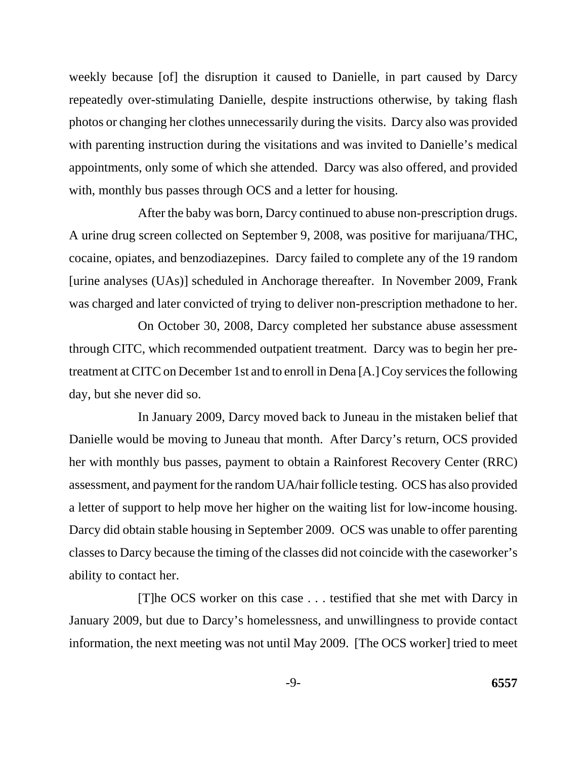weekly because [of] the disruption it caused to Danielle, in part caused by Darcy repeatedly over-stimulating Danielle, despite instructions otherwise, by taking flash photos or changing her clothes unnecessarily during the visits. Darcy also was provided with parenting instruction during the visitations and was invited to Danielle's medical appointments, only some of which she attended. Darcy was also offered, and provided with, monthly bus passes through OCS and a letter for housing.

After the baby was born, Darcy continued to abuse non-prescription drugs. A urine drug screen collected on September 9, 2008, was positive for marijuana/THC, cocaine, opiates, and benzodiazepines. Darcy failed to complete any of the 19 random [urine analyses (UAs)] scheduled in Anchorage thereafter. In November 2009, Frank was charged and later convicted of trying to deliver non-prescription methadone to her.

On October 30, 2008, Darcy completed her substance abuse assessment through CITC, which recommended outpatient treatment. Darcy was to begin her pre-treatment at CITC on December 1st and to enroll in Dena [A.] Coy services the following day, but she never did so.

In January 2009, Darcy moved back to Juneau in the mistaken belief that Danielle would be moving to Juneau that month. After Darcy's return, OCS provided her with monthly bus passes, payment to obtain a Rainforest Recovery Center (RRC) assessment, and payment for the random UA/hair follicle testing. OCS has also provided a letter of support to help move her higher on the waiting list for low-income housing. Darcy did obtain stable housing in September 2009. OCS was unable to offer parenting classes to Darcy because the timing of the classes did not coincide with the caseworker's ability to contact her.

[T]he OCS worker on this case . . . testified that she met with Darcy in January 2009, but due to Darcy's homelessness, and unwillingness to provide contact information, the next meeting was not until May 2009. [The OCS worker] tried to meet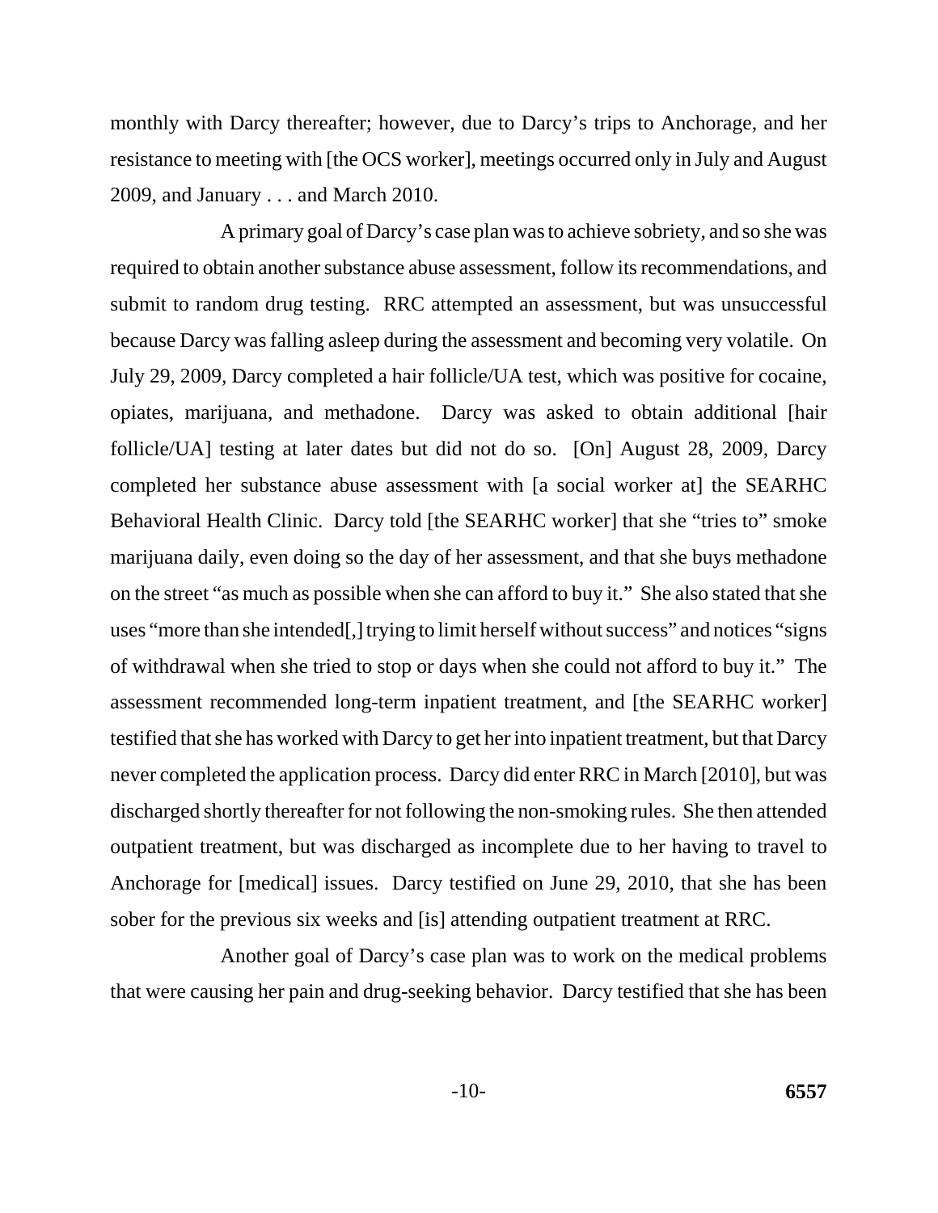monthly with Darcy thereafter; however, due to Darcy's trips to Anchorage, and her resistance to meeting with [the OCS worker], meetings occurred only in July and August 2009, and January . . . and March 2010.

A primary goal of Darcy's case plan was to achieve sobriety, and so she was required to obtain another substance abuse assessment, follow its recommendations, and submit to random drug testing. RRC attempted an assessment, but was unsuccessful because Darcy was falling asleep during the assessment and becoming very volatile. On July 29, 2009, Darcy completed a hair follicle/UA test, which was positive for cocaine, opiates, marijuana, and methadone. Darcy was asked to obtain additional [hair follicle/UA] testing at later dates but did not do so. [On] August 28, 2009, Darcy completed her substance abuse assessment with [a social worker at] the SEARHC Behavioral Health Clinic. Darcy told [the SEARHC worker] that she "tries to" smoke marijuana daily, even doing so the day of her assessment, and that she buys methadone on the street "as much as possible when she can afford to buy it." She also stated that she uses "more than she intended[,] trying to limit herself without success" and notices "signs of withdrawal when she tried to stop or days when she could not afford to buy it." The assessment recommended long-term inpatient treatment, and [the SEARHC worker] testified that she has worked with Darcy to get her into inpatient treatment, but that Darcy never completed the application process. Darcy did enter RRC in March [2010], but was discharged shortly thereafter for not following the non-smoking rules. She then attended outpatient treatment, but was discharged as incomplete due to her having to travel to Anchorage for [medical] issues. Darcy testified on June 29, 2010, that she has been sober for the previous six weeks and [is] attending outpatient treatment at RRC.

Another goal of Darcy's case plan was to work on the medical problems that were causing her pain and drug-seeking behavior. Darcy testified that she has been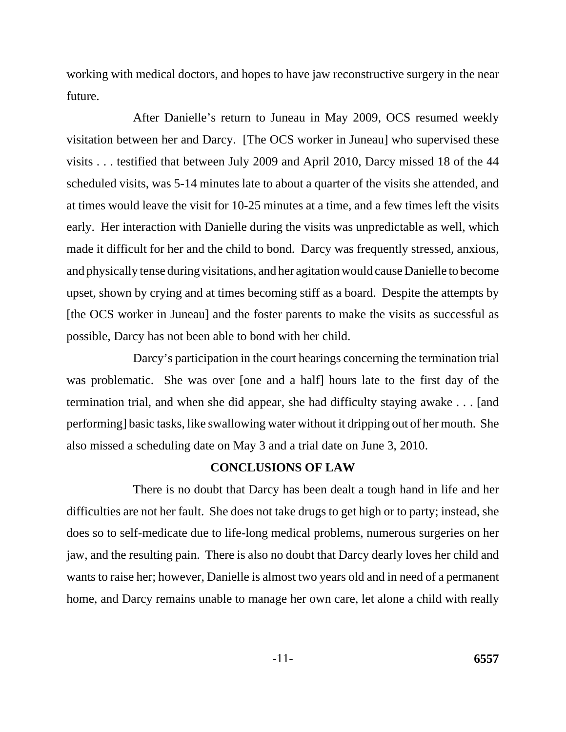working with medical doctors, and hopes to have jaw reconstructive surgery in the near future.

After Danielle's return to Juneau in May 2009, OCS resumed weekly visitation between her and Darcy. [The OCS worker in Juneau] who supervised these visits . . . testified that between July 2009 and April 2010, Darcy missed 18 of the 44 scheduled visits, was 5-14 minutes late to about a quarter of the visits she attended, and at times would leave the visit for 10-25 minutes at a time, and a few times left the visits early. Her interaction with Danielle during the visits was unpredictable as well, which made it difficult for her and the child to bond. Darcy was frequently stressed, anxious, and physically tense during visitations, and her agitation would cause Danielle to become upset, shown by crying and at times becoming stiff as a board. Despite the attempts by [the OCS worker in Juneau] and the foster parents to make the visits as successful as possible, Darcy has not been able to bond with her child.

Darcy's participation in the court hearings concerning the termination trial was problematic. She was over [one and a half] hours late to the first day of the termination trial, and when she did appear, she had difficulty staying awake . . . [and performing] basic tasks, like swallowing water without it dripping out of her mouth. She also missed a scheduling date on May 3 and a trial date on June 3, 2010.

**CONCLUSIONS OF LAW**

There is no doubt that Darcy has been dealt a tough hand in life and her difficulties are not her fault. She does not take drugs to get high or to party; instead, she does so to self-medicate due to life-long medical problems, numerous surgeries on her jaw, and the resulting pain. There is also no doubt that Darcy dearly loves her child and wants to raise her; however, Danielle is almost two years old and in need of a permanent home, and Darcy remains unable to manage her own care, let alone a child with really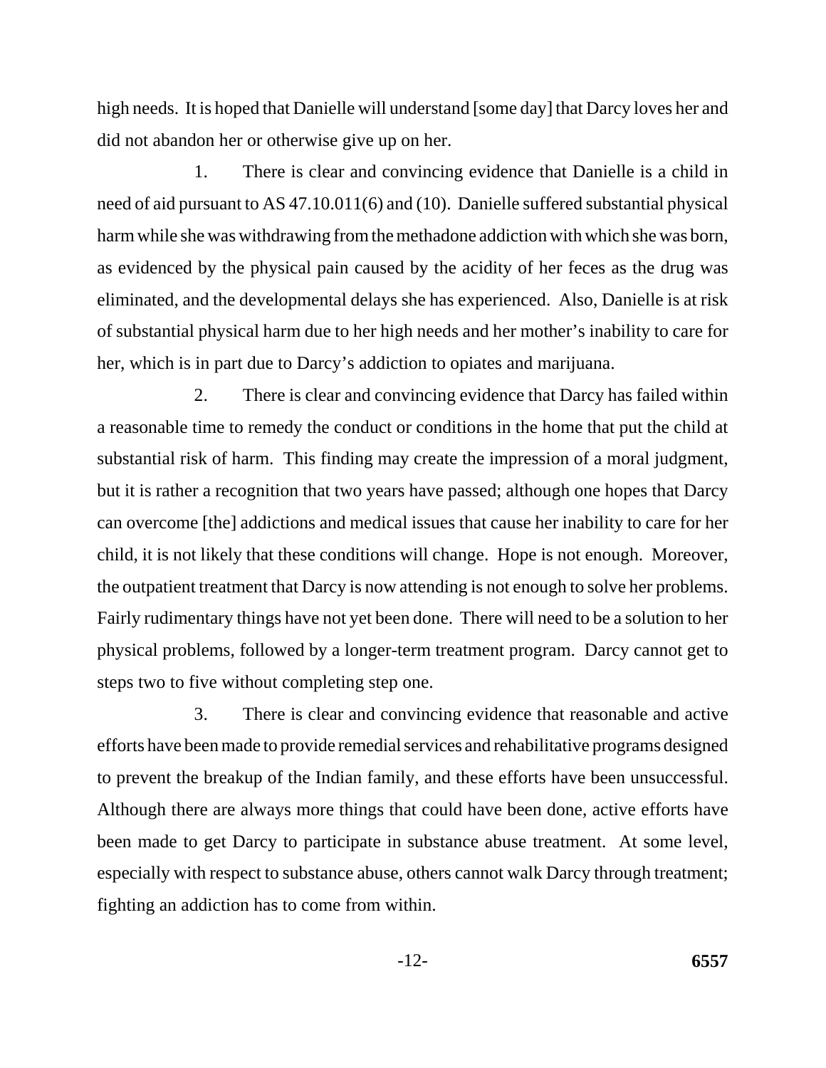high needs. It is hoped that Danielle will understand [some day] that Darcy loves her and did not abandon her or otherwise give up on her.

1. There is clear and convincing evidence that Danielle is a child in need of aid pursuant to AS 47.10.011(6) and (10). Danielle suffered substantial physical harm while she was withdrawing from the methadone addiction with which she was born, as evidenced by the physical pain caused by the acidity of her feces as the drug was eliminated, and the developmental delays she has experienced. Also, Danielle is at risk of substantial physical harm due to her high needs and her mother's inability to care for her, which is in part due to Darcy's addiction to opiates and marijuana.

2. There is clear and convincing evidence that Darcy has failed within a reasonable time to remedy the conduct or conditions in the home that put the child at substantial risk of harm. This finding may create the impression of a moral judgment, but it is rather a recognition that two years have passed; although one hopes that Darcy can overcome [the] addictions and medical issues that cause her inability to care for her child, it is not likely that these conditions will change. Hope is not enough. Moreover, the outpatient treatment that Darcy is now attending is not enough to solve her problems. Fairly rudimentary things have not yet been done. There will need to be a solution to her physical problems, followed by a longer-term treatment program. Darcy cannot get to steps two to five without completing step one.

3. There is clear and convincing evidence that reasonable and active efforts have been made to provide remedial services and rehabilitative programs designed to prevent the breakup of the Indian family, and these efforts have been unsuccessful. Although there are always more things that could have been done, active efforts have been made to get Darcy to participate in substance abuse treatment. At some level, especially with respect to substance abuse, others cannot walk Darcy through treatment; fighting an addiction has to come from within.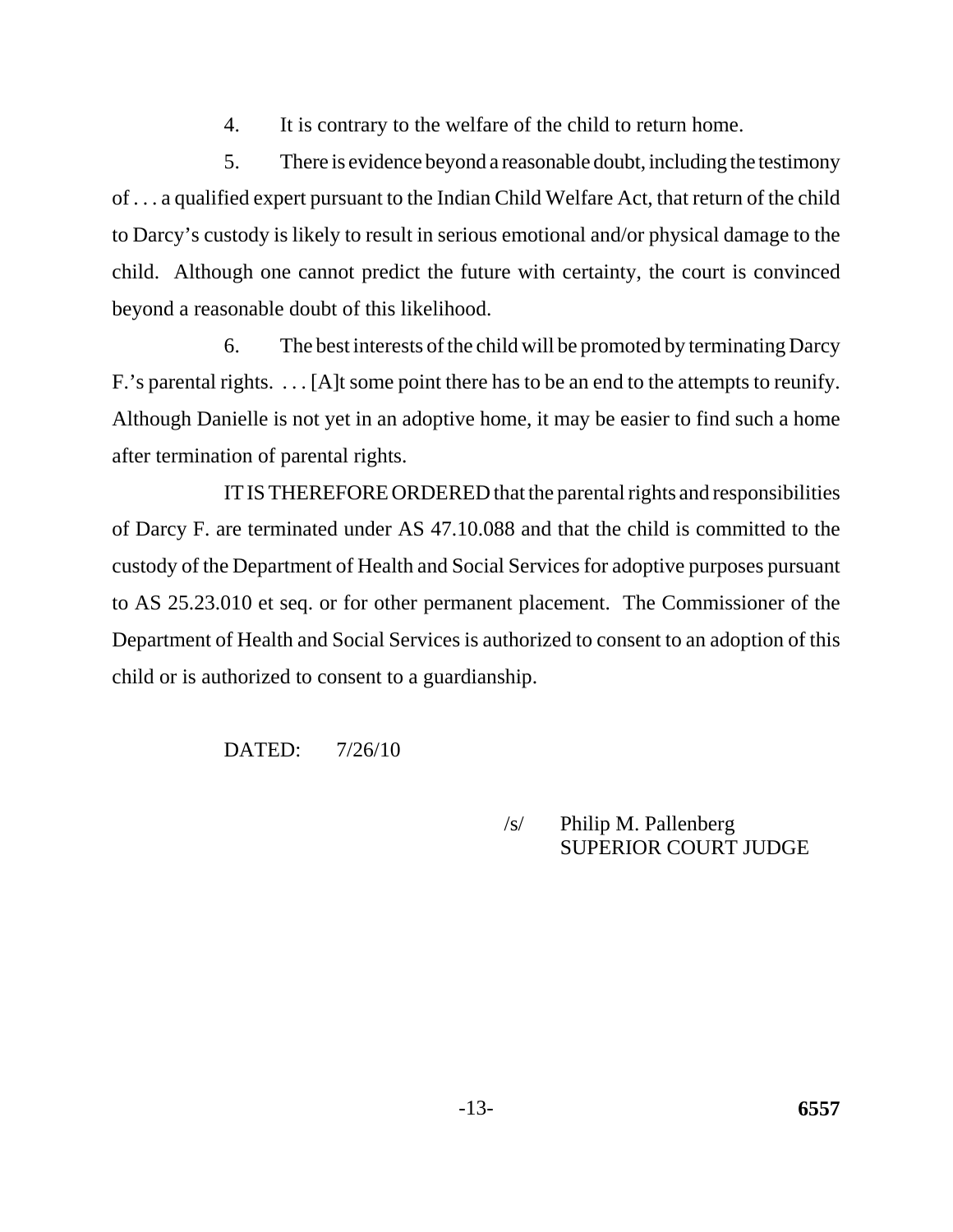4. It is contrary to the welfare of the child to return home.

5. There is evidence beyond a reasonable doubt, including the testimony of . . . a qualified expert pursuant to the Indian Child Welfare Act, that return of the child to Darcy's custody is likely to result in serious emotional and/or physical damage to the child. Although one cannot predict the future with certainty, the court is convinced beyond a reasonable doubt of this likelihood.

6. The best interests of the child will be promoted by terminating Darcy F.'s parental rights. . . . [A]t some point there has to be an end to the attempts to reunify. Although Danielle is not yet in an adoptive home, it may be easier to find such a home after termination of parental rights.

IT IS THEREFORE ORDERED that the parental rights and responsibilities of Darcy F. are terminated under AS 47.10.088 and that the child is committed to the custody of the Department of Health and Social Services for adoptive purposes pursuant to AS 25.23.010 et seq. or for other permanent placement. The Commissioner of the Department of Health and Social Services is authorized to consent to an adoption of this child or is authorized to consent to a guardianship.

DATED: 7/26/10

/s/ Philip M. Pallenberg
SUPERIOR COURT JUDGE

6557